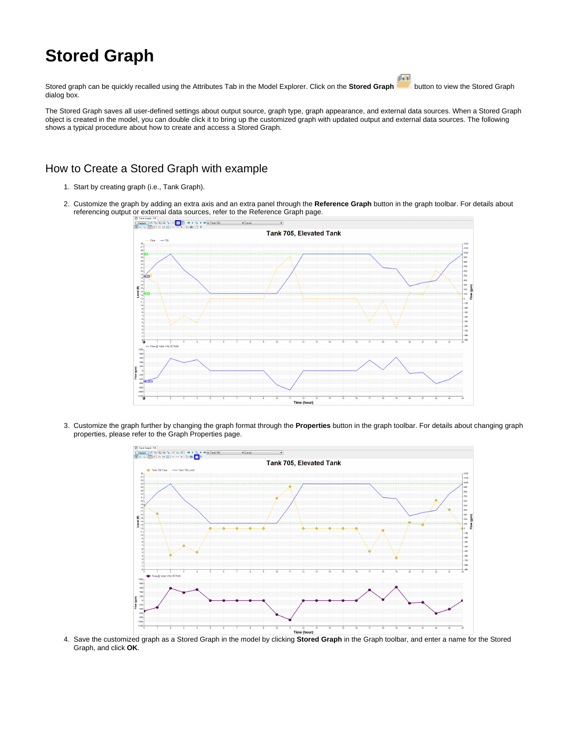# Stored Graph

Stored graph can be quickly recalled using the Attributes Tab in the Model Explorer. Click on the **Stored Graph** button to view the Stored Graph dialog box.

The Stored Graph saves all user-defined settings about output source, graph type, graph appearance, and external data sources. When a Stored Graph object is created in the model, you can double click it to bring up the customized graph with updated output and external data sources. The following shows a typical procedure about how to create and access a Stored Graph.

## How to Create a Stored Graph with example

1. Start by creating graph (i.e., Tank Graph).
2. Customize the graph by adding an extra axis and an extra panel through the **Reference Graph** button in the graph toolbar. For details about referencing output or external data sources, refer to the Reference Graph page.
3. Customize the graph further by changing the graph format through the **Properties** button in the graph toolbar. For details about changing graph properties, please refer to the Graph Properties page.
4. Save the customized graph as a Stored Graph in the model by clicking **Stored Graph** in the Graph toolbar, and enter a name for the Stored Graph, and click **OK**.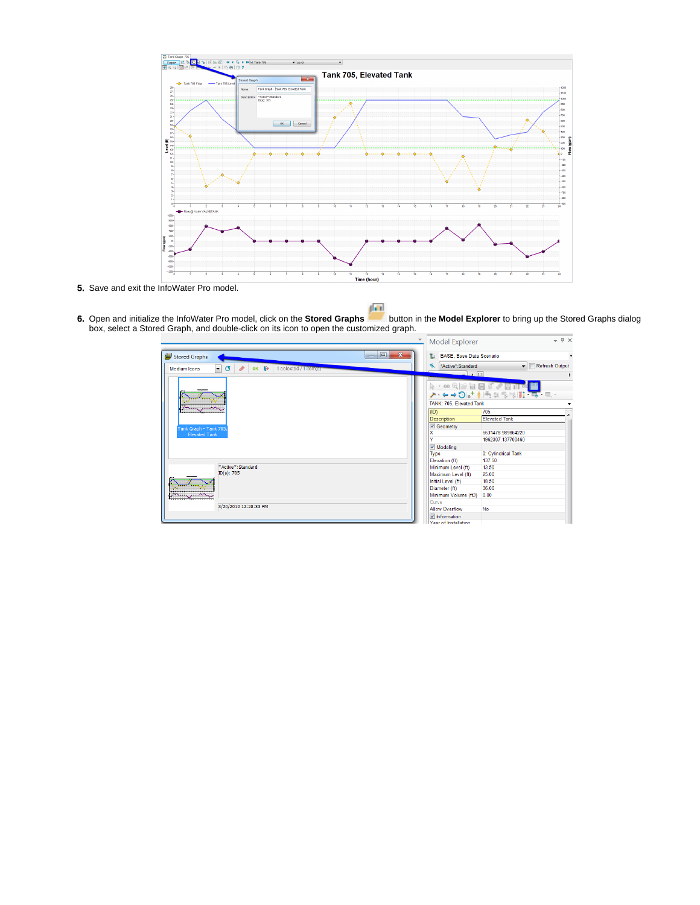5. Save and exit the InfoWater Pro model.

6. Open and initialize the InfoWater Pro model, click on the **Stored Graphs** button in the **Model Explorer** to bring up the Stored Graphs dialog box, select a Stored Graph, and double-click on its icon to open the customized graph.